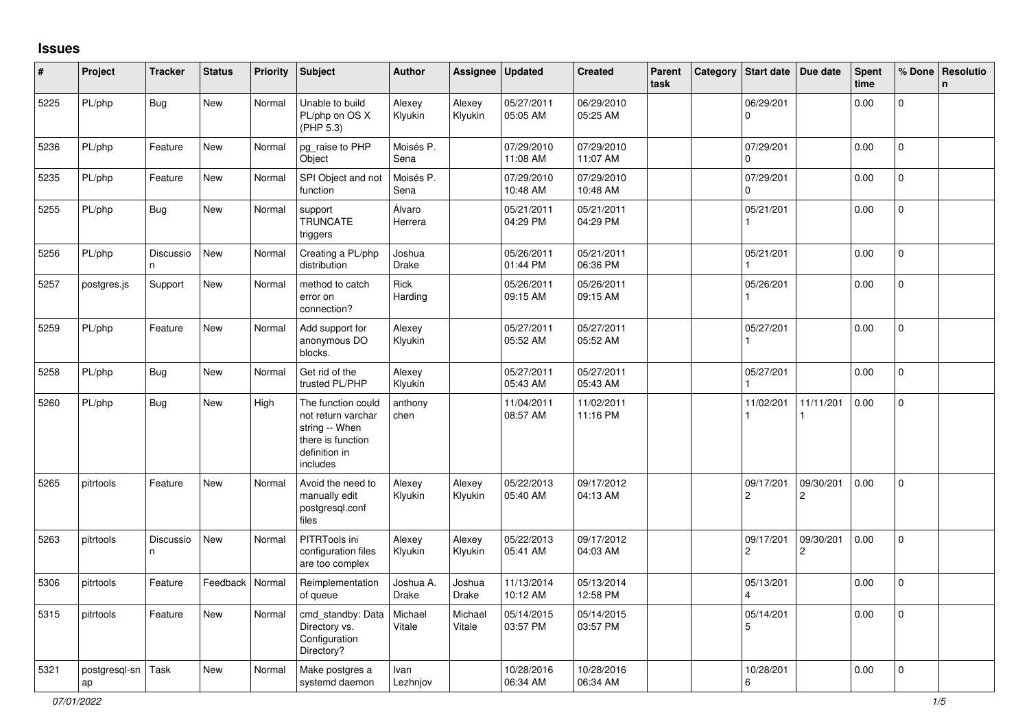## Issues

| # | Project | Tracker | Status | Priority | Subject | Author | Assignee | Updated | Created | Parent task | Category | Start date | Due date | Spent time | % Done | Resolution |
|---|---|---|---|---|---|---|---|---|---|---|---|---|---|---|---|---|
| 5225 | PL/php | Bug | New | Normal | Unable to build PL/php on OS X (PHP 5.3) | Alexey Klyukin | Alexey Klyukin | 05/27/2011 05:05 AM | 06/29/2010 05:25 AM | | | 06/29/2010 | | 0.00 | 0 | |
| 5236 | PL/php | Feature | New | Normal | pg_raise to PHP Object | Moisés P. Sena | | 07/29/2010 11:08 AM | 07/29/2010 11:07 AM | | | 07/29/2010 | | 0.00 | 0 | |
| 5235 | PL/php | Feature | New | Normal | SPI Object and not function | Moisés P. Sena | | 07/29/2010 10:48 AM | 07/29/2010 10:48 AM | | | 07/29/2010 | | 0.00 | 0 | |
| 5255 | PL/php | Bug | New | Normal | support TRUNCATE triggers | Álvaro Herrera | | 05/21/2011 04:29 PM | 05/21/2011 04:29 PM | | | 05/21/2011 | | 0.00 | 0 | |
| 5256 | PL/php | Discussion | New | Normal | Creating a PL/php distribution | Joshua Drake | | 05/26/2011 01:44 PM | 05/21/2011 06:36 PM | | | 05/21/2011 | | 0.00 | 0 | |
| 5257 | postgres.js | Support | New | Normal | method to catch error on connection? | Rick Harding | | 05/26/2011 09:15 AM | 05/26/2011 09:15 AM | | | 05/26/2011 | | 0.00 | 0 | |
| 5259 | PL/php | Feature | New | Normal | Add support for anonymous DO blocks. | Alexey Klyukin | | 05/27/2011 05:52 AM | 05/27/2011 05:52 AM | | | 05/27/2011 | | 0.00 | 0 | |
| 5258 | PL/php | Bug | New | Normal | Get rid of the trusted PL/PHP | Alexey Klyukin | | 05/27/2011 05:43 AM | 05/27/2011 05:43 AM | | | 05/27/2011 | | 0.00 | 0 | |
| 5260 | PL/php | Bug | New | High | The function could not return varchar string -- When there is function definition in includes | anthony chen | | 11/04/2011 08:57 AM | 11/02/2011 11:16 PM | | | 11/02/2011 | 11/11/2011 | 0.00 | 0 | |
| 5265 | pitrtools | Feature | New | Normal | Avoid the need to manually edit postgresql.conf files | Alexey Klyukin | Alexey Klyukin | 05/22/2013 05:40 AM | 09/17/2012 04:13 AM | | | 09/17/2012 | 09/30/2012 | 0.00 | 0 | |
| 5263 | pitrtools | Discussion | New | Normal | PITRTools ini configuration files are too complex | Alexey Klyukin | Alexey Klyukin | 05/22/2013 05:41 AM | 09/17/2012 04:03 AM | | | 09/17/2012 | 09/30/2012 | 0.00 | 0 | |
| 5306 | pitrtools | Feature | Feedback | Normal | Reimplementation of queue | Joshua A. Drake | Joshua Drake | 11/13/2014 10:12 AM | 05/13/2014 12:58 PM | | | 05/13/2014 | | 0.00 | 0 | |
| 5315 | pitrtools | Feature | New | Normal | cmd_standby: Data Directory vs. Configuration Directory? | Michael Vitale | Michael Vitale | 05/14/2015 03:57 PM | 05/14/2015 03:57 PM | | | 05/14/2015 | | 0.00 | 0 | |
| 5321 | postgresql-snap | Task | New | Normal | Make postgres a systemd daemon | Ivan Lezhnjov | | 10/28/2016 06:34 AM | 10/28/2016 06:34 AM | | | 10/28/2016 | | 0.00 | 0 | |

*07/01/2022*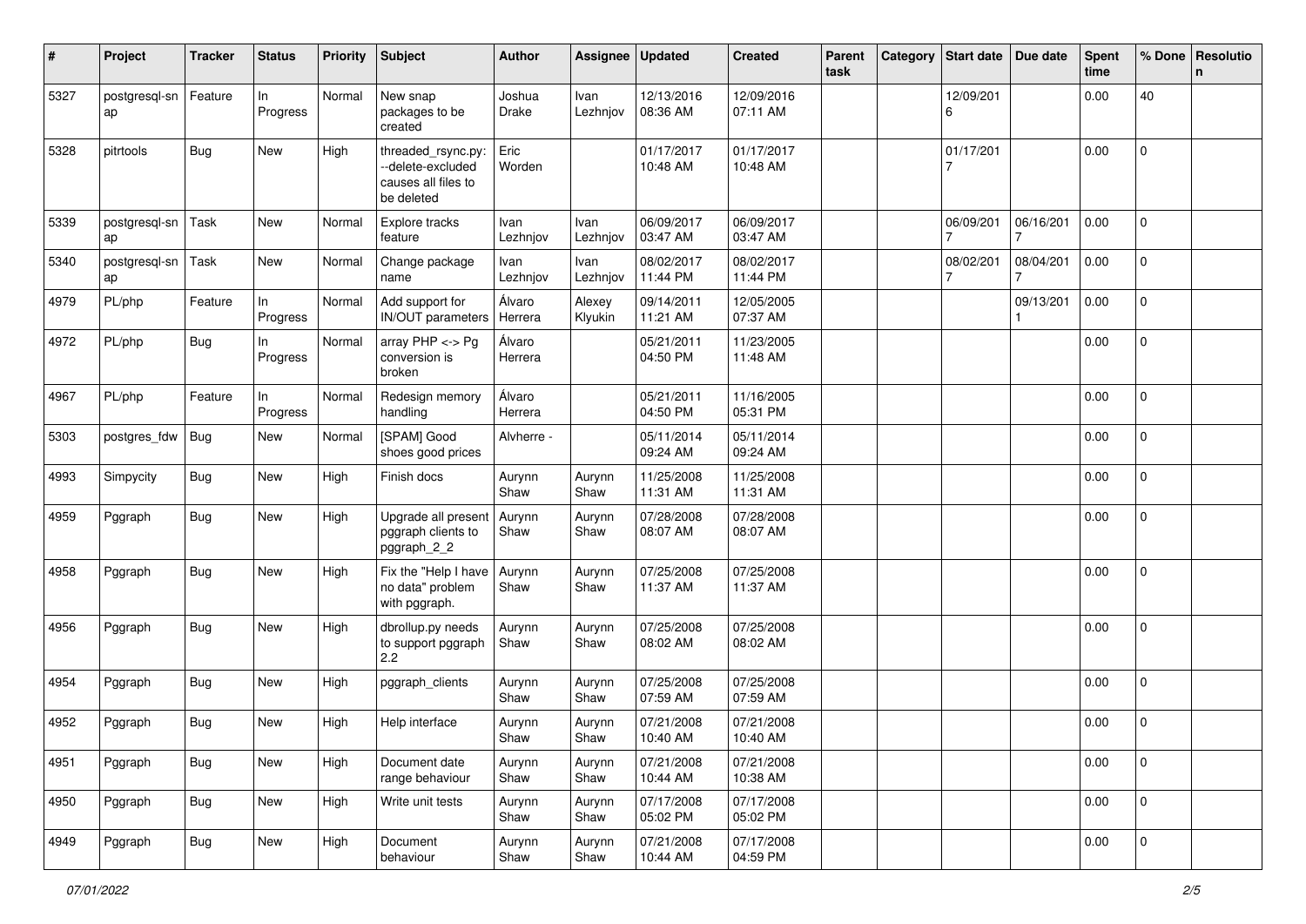| # | Project | Tracker | Status | Priority | Subject | Author | Assignee | Updated | Created | Parent task | Category | Start date | Due date | Spent time | % Done | Resolution |
|---|---|---|---|---|---|---|---|---|---|---|---|---|---|---|---|---|
| 5327 | postgresql-snap | Feature | In Progress | Normal | New snap packages to be created | Joshua Drake | Ivan Lezhnjov | 12/13/2016 08:36 AM | 12/09/2016 07:11 AM | | | 12/09/2016 | | 0.00 | 40 | |
| 5328 | pitrtools | Bug | New | High | threaded_rsync.py: --delete-excluded causes all files to be deleted | Eric Worden | | 01/17/2017 10:48 AM | 01/17/2017 10:48 AM | | | 01/17/2017 | | 0.00 | 0 | |
| 5339 | postgresql-snap | Task | New | Normal | Explore tracks feature | Ivan Lezhnjov | Ivan Lezhnjov | 06/09/2017 03:47 AM | 06/09/2017 03:47 AM | | | 06/09/2017 | 06/16/2017 | 0.00 | 0 | |
| 5340 | postgresql-snap | Task | New | Normal | Change package name | Ivan Lezhnjov | Ivan Lezhnjov | 08/02/2017 11:44 PM | 08/02/2017 11:44 PM | | | 08/02/2017 | 08/04/2017 | 0.00 | 0 | |
| 4979 | PL/php | Feature | In Progress | Normal | Add support for IN/OUT parameters | Álvaro Herrera | Alexey Klyukin | 09/14/2011 11:21 AM | 12/05/2005 07:37 AM | | | | 09/13/2011 | 0.00 | 0 | |
| 4972 | PL/php | Bug | In Progress | Normal | array PHP <-> Pg conversion is broken | Álvaro Herrera | | 05/21/2011 04:50 PM | 11/23/2005 11:48 AM | | | | | 0.00 | 0 | |
| 4967 | PL/php | Feature | In Progress | Normal | Redesign memory handling | Álvaro Herrera | | 05/21/2011 04:50 PM | 11/16/2005 05:31 PM | | | | | 0.00 | 0 | |
| 5303 | postgres_fdw | Bug | New | Normal | [SPAM] Good shoes good prices | Alvherre - | | 05/11/2014 09:24 AM | 05/11/2014 09:24 AM | | | | | 0.00 | 0 | |
| 4993 | Simpycity | Bug | New | High | Finish docs | Aurynn Shaw | Aurynn Shaw | 11/25/2008 11:31 AM | 11/25/2008 11:31 AM | | | | | 0.00 | 0 | |
| 4959 | Pggraph | Bug | New | High | Upgrade all present pggraph clients to pggraph_2_2 | Aurynn Shaw | Aurynn Shaw | 07/28/2008 08:07 AM | 07/28/2008 08:07 AM | | | | | 0.00 | 0 | |
| 4958 | Pggraph | Bug | New | High | Fix the "Help I have no data" problem with pggraph. | Aurynn Shaw | Aurynn Shaw | 07/25/2008 11:37 AM | 07/25/2008 11:37 AM | | | | | 0.00 | 0 | |
| 4956 | Pggraph | Bug | New | High | dbrollup.py needs to support pggraph 2.2 | Aurynn Shaw | Aurynn Shaw | 07/25/2008 08:02 AM | 07/25/2008 08:02 AM | | | | | 0.00 | 0 | |
| 4954 | Pggraph | Bug | New | High | pggraph_clients | Aurynn Shaw | Aurynn Shaw | 07/25/2008 07:59 AM | 07/25/2008 07:59 AM | | | | | 0.00 | 0 | |
| 4952 | Pggraph | Bug | New | High | Help interface | Aurynn Shaw | Aurynn Shaw | 07/21/2008 10:40 AM | 07/21/2008 10:40 AM | | | | | 0.00 | 0 | |
| 4951 | Pggraph | Bug | New | High | Document date range behaviour | Aurynn Shaw | Aurynn Shaw | 07/21/2008 10:44 AM | 07/21/2008 10:38 AM | | | | | 0.00 | 0 | |
| 4950 | Pggraph | Bug | New | High | Write unit tests | Aurynn Shaw | Aurynn Shaw | 07/17/2008 05:02 PM | 07/17/2008 05:02 PM | | | | | 0.00 | 0 | |
| 4949 | Pggraph | Bug | New | High | Document behaviour | Aurynn Shaw | Aurynn Shaw | 07/21/2008 10:44 AM | 07/17/2008 04:59 PM | | | | | 0.00 | 0 | |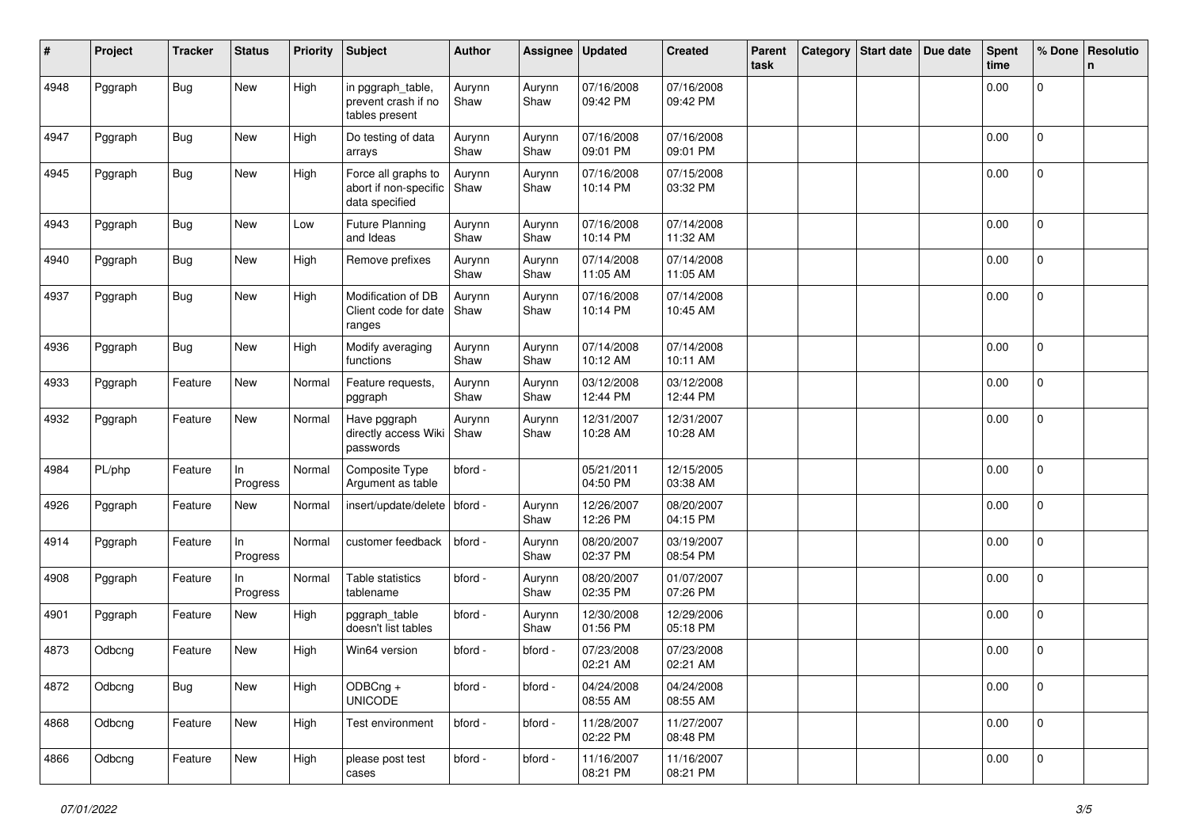| # | Project | Tracker | Status | Priority | Subject | Author | Assignee | Updated | Created | Parent task | Category | Start date | Due date | Spent time | % Done | Resolution |
|---|---|---|---|---|---|---|---|---|---|---|---|---|---|---|---|---|
| 4948 | Pggraph | Bug | New | High | in pggraph_table, prevent crash if no tables present | Aurynn Shaw | Aurynn Shaw | 07/16/2008 09:42 PM | 07/16/2008 09:42 PM | | | | | 0.00 | 0 | |
| 4947 | Pggraph | Bug | New | High | Do testing of data arrays | Aurynn Shaw | Aurynn Shaw | 07/16/2008 09:01 PM | 07/16/2008 09:01 PM | | | | | 0.00 | 0 | |
| 4945 | Pggraph | Bug | New | High | Force all graphs to abort if non-specific data specified | Aurynn Shaw | Aurynn Shaw | 07/16/2008 10:14 PM | 07/15/2008 03:32 PM | | | | | 0.00 | 0 | |
| 4943 | Pggraph | Bug | New | Low | Future Planning and Ideas | Aurynn Shaw | Aurynn Shaw | 07/16/2008 10:14 PM | 07/14/2008 11:32 AM | | | | | 0.00 | 0 | |
| 4940 | Pggraph | Bug | New | High | Remove prefixes | Aurynn Shaw | Aurynn Shaw | 07/14/2008 11:05 AM | 07/14/2008 11:05 AM | | | | | 0.00 | 0 | |
| 4937 | Pggraph | Bug | New | High | Modification of DB Client code for date ranges | Aurynn Shaw | Aurynn Shaw | 07/16/2008 10:14 PM | 07/14/2008 10:45 AM | | | | | 0.00 | 0 | |
| 4936 | Pggraph | Bug | New | High | Modify averaging functions | Aurynn Shaw | Aurynn Shaw | 07/14/2008 10:12 AM | 07/14/2008 10:11 AM | | | | | 0.00 | 0 | |
| 4933 | Pggraph | Feature | New | Normal | Feature requests, pggraph | Aurynn Shaw | Aurynn Shaw | 03/12/2008 12:44 PM | 03/12/2008 12:44 PM | | | | | 0.00 | 0 | |
| 4932 | Pggraph | Feature | New | Normal | Have pggraph directly access Wiki passwords | Aurynn Shaw | Aurynn Shaw | 12/31/2007 10:28 AM | 12/31/2007 10:28 AM | | | | | 0.00 | 0 | |
| 4984 | PL/php | Feature | In Progress | Normal | Composite Type Argument as table | bford - | | 05/21/2011 04:50 PM | 12/15/2005 03:38 AM | | | | | 0.00 | 0 | |
| 4926 | Pggraph | Feature | New | Normal | insert/update/delete | bford - | Aurynn Shaw | 12/26/2007 12:26 PM | 08/20/2007 04:15 PM | | | | | 0.00 | 0 | |
| 4914 | Pggraph | Feature | In Progress | Normal | customer feedback | bford - | Aurynn Shaw | 08/20/2007 02:37 PM | 03/19/2007 08:54 PM | | | | | 0.00 | 0 | |
| 4908 | Pggraph | Feature | In Progress | Normal | Table statistics tablename | bford - | Aurynn Shaw | 08/20/2007 02:35 PM | 01/07/2007 07:26 PM | | | | | 0.00 | 0 | |
| 4901 | Pggraph | Feature | New | High | pggraph_table doesn't list tables | bford - | Aurynn Shaw | 12/30/2008 01:56 PM | 12/29/2006 05:18 PM | | | | | 0.00 | 0 | |
| 4873 | Odbcng | Feature | New | High | Win64 version | bford - | bford - | 07/23/2008 02:21 AM | 07/23/2008 02:21 AM | | | | | 0.00 | 0 | |
| 4872 | Odbcng | Bug | New | High | ODBCng + UNICODE | bford - | bford - | 04/24/2008 08:55 AM | 04/24/2008 08:55 AM | | | | | 0.00 | 0 | |
| 4868 | Odbcng | Feature | New | High | Test environment | bford - | bford - | 11/28/2007 02:22 PM | 11/27/2007 08:48 PM | | | | | 0.00 | 0 | |
| 4866 | Odbcng | Feature | New | High | please post test cases | bford - | bford - | 11/16/2007 08:21 PM | 11/16/2007 08:21 PM | | | | | 0.00 | 0 | |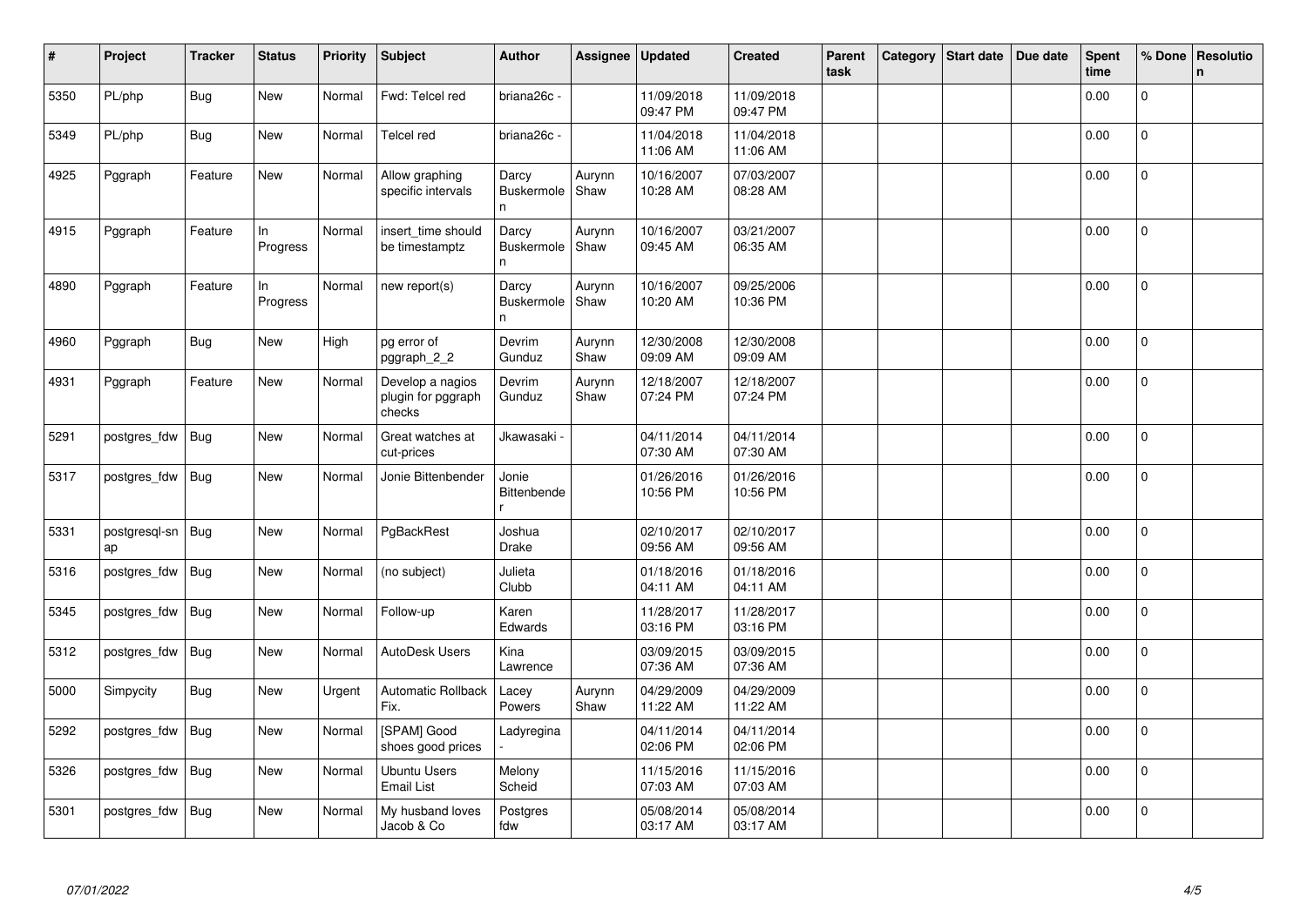| # | Project | Tracker | Status | Priority | Subject | Author | Assignee | Updated | Created | Parent task | Category | Start date | Due date | Spent time | % Done | Resolution |
|---|---|---|---|---|---|---|---|---|---|---|---|---|---|---|---|---|
| 5350 | PL/php | Bug | New | Normal | Fwd: Telcel red | briana26c - | | 11/09/2018 09:47 PM | 11/09/2018 09:47 PM | | | | | 0.00 | 0 | |
| 5349 | PL/php | Bug | New | Normal | Telcel red | briana26c - | | 11/04/2018 11:06 AM | 11/04/2018 11:06 AM | | | | | 0.00 | 0 | |
| 4925 | Pggraph | Feature | New | Normal | Allow graphing specific intervals | Darcy Buskermolen | Aurynn Shaw | 10/16/2007 10:28 AM | 07/03/2007 08:28 AM | | | | | 0.00 | 0 | |
| 4915 | Pggraph | Feature | In Progress | Normal | insert_time should be timestamptz | Darcy Buskermolen | Aurynn Shaw | 10/16/2007 09:45 AM | 03/21/2007 06:35 AM | | | | | 0.00 | 0 | |
| 4890 | Pggraph | Feature | In Progress | Normal | new report(s) | Darcy Buskermolen | Aurynn Shaw | 10/16/2007 10:20 AM | 09/25/2006 10:36 PM | | | | | 0.00 | 0 | |
| 4960 | Pggraph | Bug | New | High | pg error of pggraph_2_2 | Devrim Gunduz | Aurynn Shaw | 12/30/2008 09:09 AM | 12/30/2008 09:09 AM | | | | | 0.00 | 0 | |
| 4931 | Pggraph | Feature | New | Normal | Develop a nagios plugin for pggraph checks | Devrim Gunduz | Aurynn Shaw | 12/18/2007 07:24 PM | 12/18/2007 07:24 PM | | | | | 0.00 | 0 | |
| 5291 | postgres_fdw | Bug | New | Normal | Great watches at cut-prices | Jkawasaki - | | 04/11/2014 07:30 AM | 04/11/2014 07:30 AM | | | | | 0.00 | 0 | |
| 5317 | postgres_fdw | Bug | New | Normal | Jonie Bittenbender | Jonie Bittenbender | | 01/26/2016 10:56 PM | 01/26/2016 10:56 PM | | | | | 0.00 | 0 | |
| 5331 | postgresql-snap | Bug | New | Normal | PgBackRest | Joshua Drake | | 02/10/2017 09:56 AM | 02/10/2017 09:56 AM | | | | | 0.00 | 0 | |
| 5316 | postgres_fdw | Bug | New | Normal | (no subject) | Julieta Clubb | | 01/18/2016 04:11 AM | 01/18/2016 04:11 AM | | | | | 0.00 | 0 | |
| 5345 | postgres_fdw | Bug | New | Normal | Follow-up | Karen Edwards | | 11/28/2017 03:16 PM | 11/28/2017 03:16 PM | | | | | 0.00 | 0 | |
| 5312 | postgres_fdw | Bug | New | Normal | AutoDesk Users | Kina Lawrence | | 03/09/2015 07:36 AM | 03/09/2015 07:36 AM | | | | | 0.00 | 0 | |
| 5000 | Simpycity | Bug | New | Urgent | Automatic Rollback Fix. | Lacey Powers | Aurynn Shaw | 04/29/2009 11:22 AM | 04/29/2009 11:22 AM | | | | | 0.00 | 0 | |
| 5292 | postgres_fdw | Bug | New | Normal | [SPAM] Good shoes good prices | Ladyregina - | | 04/11/2014 02:06 PM | 04/11/2014 02:06 PM | | | | | 0.00 | 0 | |
| 5326 | postgres_fdw | Bug | New | Normal | Ubuntu Users Email List | Melony Scheid | | 11/15/2016 07:03 AM | 11/15/2016 07:03 AM | | | | | 0.00 | 0 | |
| 5301 | postgres_fdw | Bug | New | Normal | My husband loves Jacob & Co | Postgres fdw | | 05/08/2014 03:17 AM | 05/08/2014 03:17 AM | | | | | 0.00 | 0 | |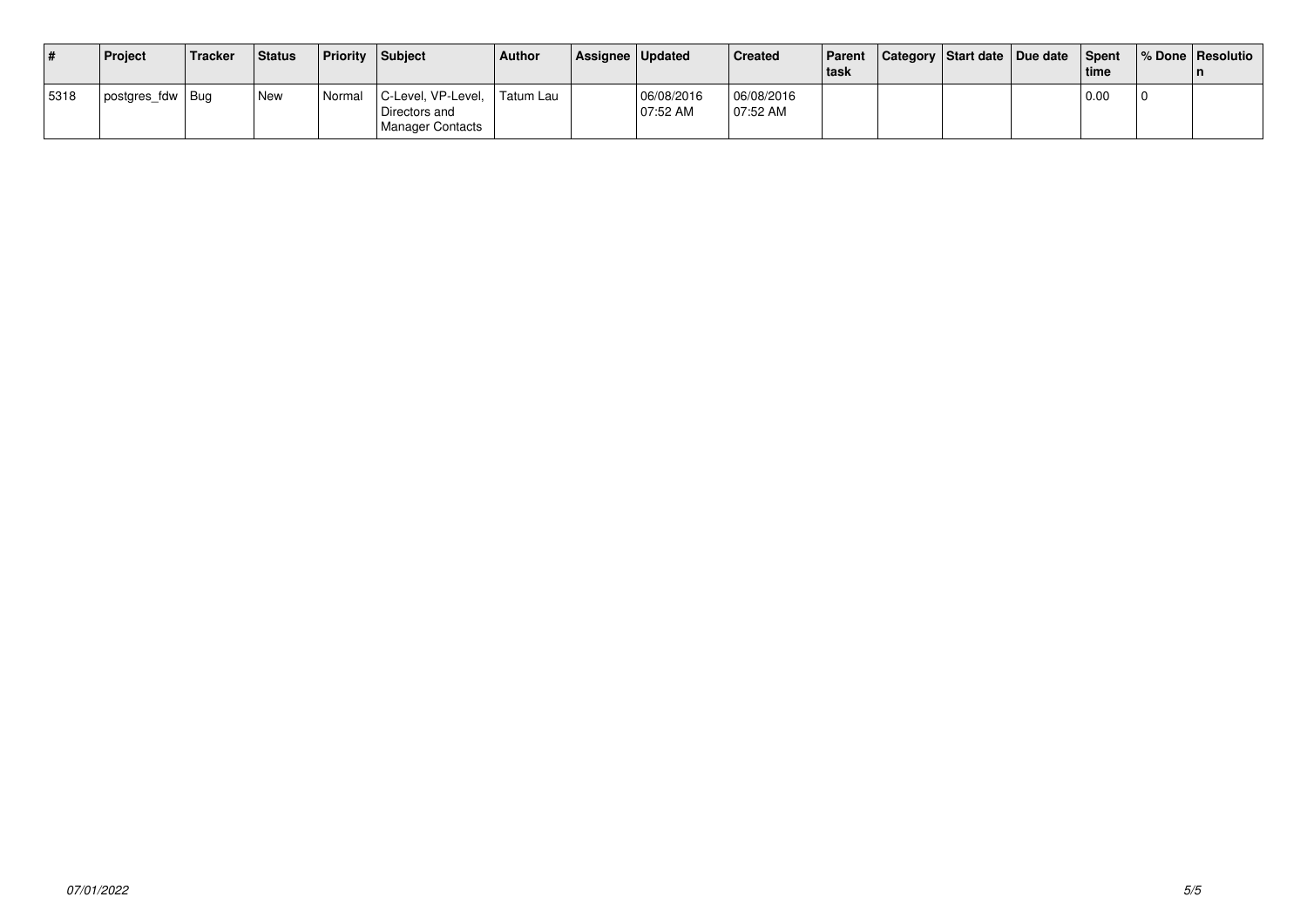| # | Project | Tracker | Status | Priority | Subject | Author | Assignee | Updated | Created | Parent task | Category | Start date | Due date | Spent time | % Done | Resolution |
|---|---|---|---|---|---|---|---|---|---|---|---|---|---|---|---|---|
| 5318 | postgres_fdw | Bug | New | Normal | C-Level, VP-Level, Directors and Manager Contacts | Tatum Lau | | 06/08/2016 07:52 AM | 06/08/2016 07:52 AM | | | | | 0.00 | 0 | |